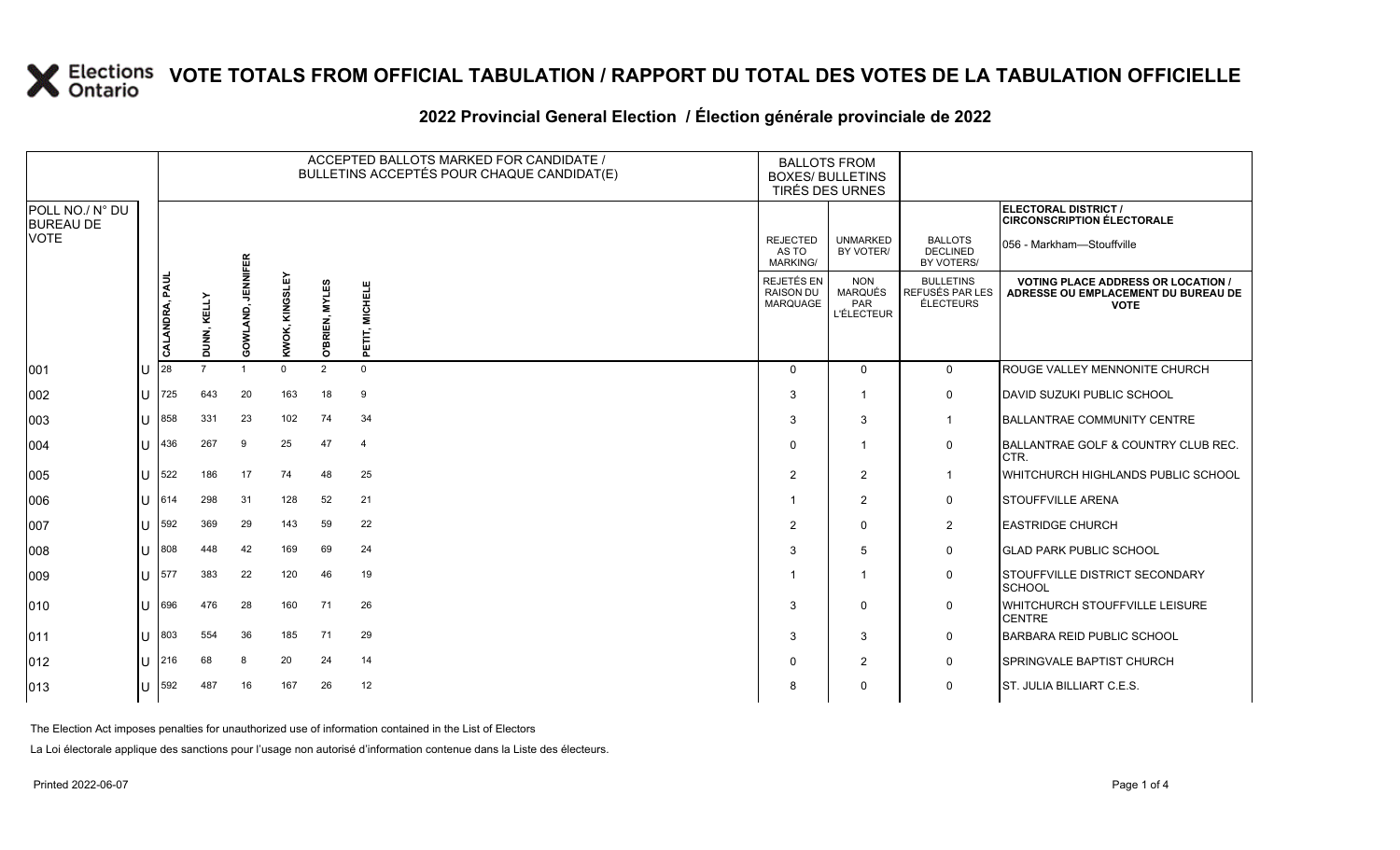# VOTE TOTALS FROM OFFICIAL TABULATION / RAPPORT DU TOTAL DES VOTES DE LA TABULATION OFFICIELLE

## 2022 Provincial General Election / Élection générale provinciale de 2022

ELECTORAL DISTRICT / CIRCONSCRIPTION ÉLECTORALE: 056 - Markham—Stouffville

| POLL NO./ N° DU BUREAU DE VOTE | | ACCEPTED BALLOTS MARKED FOR CANDIDATE / BULLETINS ACCEPTÉS POUR CHAQUE CANDIDAT(E) | | | | | | BALLOTS FROM BOXES/ BULLETINS TIRÉS DES URNES | | | |
|---|---|---|---|---|---|---|---|---|---|---|---|
| | | CALANDRA, PAUL | DUNN, KELLY | GOWLAND, JENNIFER | KWOK, KINGSLEY | O'BRIEN, MYLES | PETIT, MICHELE | REJECTED AS TO MARKING/ REJETÉS EN RAISON DU MARQUAGE | UNMARKED BY VOTER/ NON MARQUÉS PAR L'ÉLECTEUR | BALLOTS DECLINED BY VOTERS/ BULLETINS REFUSÉS PAR LES ÉLECTEURS | VOTING PLACE ADDRESS OR LOCATION / ADRESSE OU EMPLACEMENT DU BUREAU DE VOTE |
| 001 | U | 28 | 7 | 1 | 0 | 2 | 0 | 0 | 0 | 0 | ROUGE VALLEY MENNONITE CHURCH |
| 002 | U | 725 | 643 | 20 | 163 | 18 | 9 | 3 | 1 | 0 | DAVID SUZUKI PUBLIC SCHOOL |
| 003 | U | 858 | 331 | 23 | 102 | 74 | 34 | 3 | 3 | 1 | BALLANTRAE COMMUNITY CENTRE |
| 004 | U | 436 | 267 | 9 | 25 | 47 | 4 | 0 | 1 | 0 | BALLANTRAE GOLF & COUNTRY CLUB REC. CTR. |
| 005 | U | 522 | 186 | 17 | 74 | 48 | 25 | 2 | 2 | 1 | WHITCHURCH HIGHLANDS PUBLIC SCHOOL |
| 006 | U | 614 | 298 | 31 | 128 | 52 | 21 | 1 | 2 | 0 | STOUFFVILLE ARENA |
| 007 | U | 592 | 369 | 29 | 143 | 59 | 22 | 2 | 0 | 2 | EASTRIDGE CHURCH |
| 008 | U | 808 | 448 | 42 | 169 | 69 | 24 | 3 | 5 | 0 | GLAD PARK PUBLIC SCHOOL |
| 009 | U | 577 | 383 | 22 | 120 | 46 | 19 | 1 | 1 | 0 | STOUFFVILLE DISTRICT SECONDARY SCHOOL |
| 010 | U | 696 | 476 | 28 | 160 | 71 | 26 | 3 | 0 | 0 | WHITCHURCH STOUFFVILLE LEISURE CENTRE |
| 011 | U | 803 | 554 | 36 | 185 | 71 | 29 | 3 | 3 | 0 | BARBARA REID PUBLIC SCHOOL |
| 012 | U | 216 | 68 | 8 | 20 | 24 | 14 | 0 | 2 | 0 | SPRINGVALE BAPTIST CHURCH |
| 013 | U | 592 | 487 | 16 | 167 | 26 | 12 | 8 | 0 | 0 | ST. JULIA BILLIART C.E.S. |

The Election Act imposes penalties for unauthorized use of information contained in the List of Electors

La Loi électorale applique des sanctions pour l'usage non autorisé d'information contenue dans la Liste des électeurs.

Printed 2022-06-07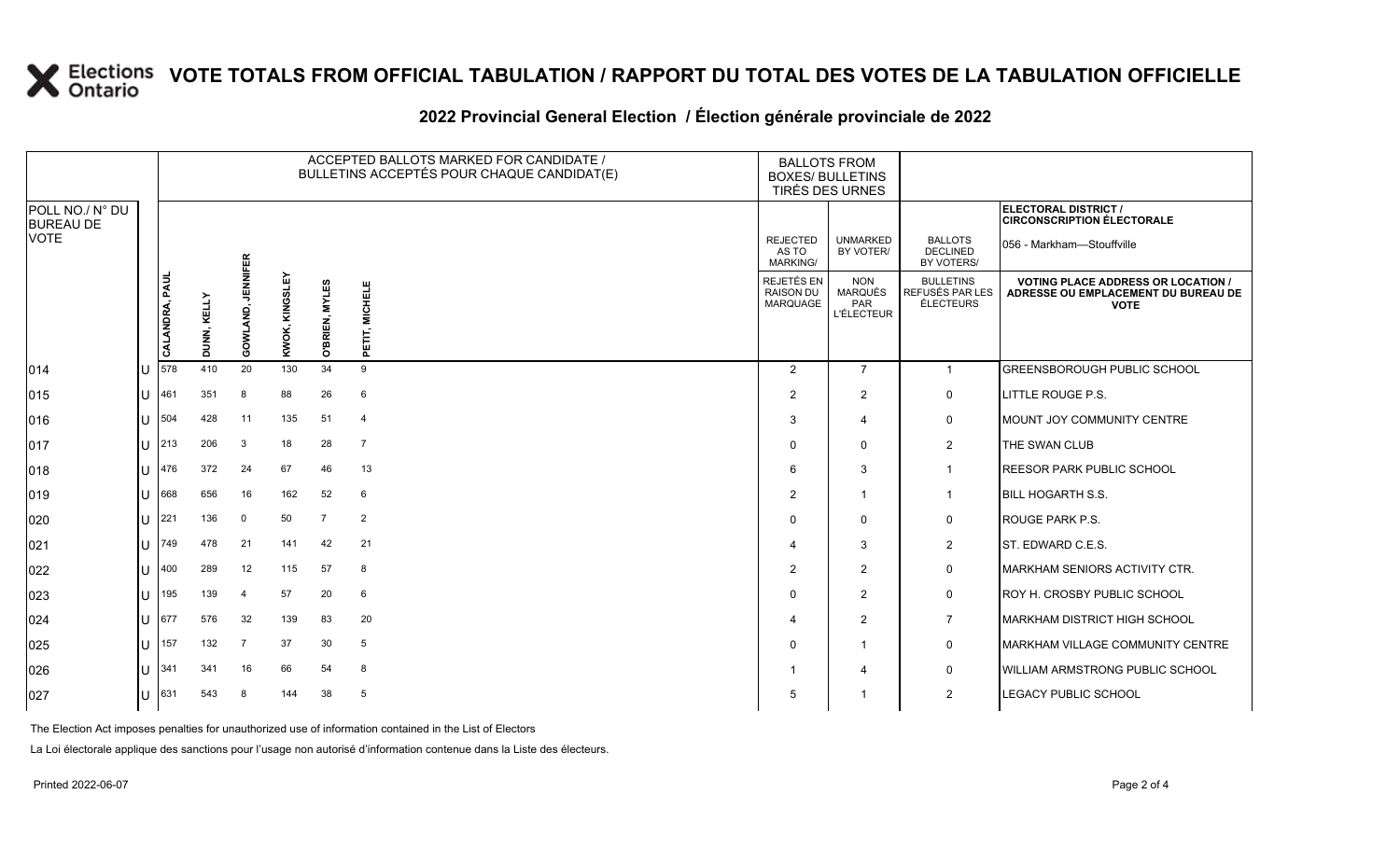# VOTE TOTALS FROM OFFICIAL TABULATION / RAPPORT DU TOTAL DES VOTES DE LA TABULATION OFFICIELLE

## 2022 Provincial General Election / Élection générale provinciale de 2022

| POLL NO./ N° DU BUREAU DE VOTE | | ACCEPTED BALLOTS MARKED FOR CANDIDATE / BULLETINS ACCEPTÉS POUR CHAQUE CANDIDAT(E) | | | | | | BALLOTS FROM BOXES/ BULLETINS TIRÉS DES URNES | | | ELECTORAL DISTRICT / CIRCONSCRIPTION ÉLECTORALE 056 - Markham—Stouffville |
|---|---|---|---|---|---|---|---|---|---|---|---|
| | | CALANDRA, PAUL | DUNN, KELLY | GOWLAND, JENNIFER | KWOK, KINGSLEY | O'BRIEN, MYLES | PETIT, MICHELE | REJECTED AS TO MARKING/ REJETÉS EN RAISON DU MARQUAGE | UNMARKED BY VOTER/ NON MARQUÉS PAR L'ÉLECTEUR | BALLOTS DECLINED BY VOTERS/ BULLETINS REFUSÉS PAR LES ÉLECTEURS | VOTING PLACE ADDRESS OR LOCATION / ADRESSE OU EMPLACEMENT DU BUREAU DE VOTE |
| 014 | U | 578 | 410 | 20 | 130 | 34 | 9 | 2 | 7 | 1 | GREENSBOROUGH PUBLIC SCHOOL |
| 015 | U | 461 | 351 | 8 | 88 | 26 | 6 | 2 | 2 | 0 | LITTLE ROUGE P.S. |
| 016 | U | 504 | 428 | 11 | 135 | 51 | 4 | 3 | 4 | 0 | MOUNT JOY COMMUNITY CENTRE |
| 017 | U | 213 | 206 | 3 | 18 | 28 | 7 | 0 | 0 | 2 | THE SWAN CLUB |
| 018 | U | 476 | 372 | 24 | 67 | 46 | 13 | 6 | 3 | 1 | REESOR PARK PUBLIC SCHOOL |
| 019 | U | 668 | 656 | 16 | 162 | 52 | 6 | 2 | 1 | 1 | BILL HOGARTH S.S. |
| 020 | U | 221 | 136 | 0 | 50 | 7 | 2 | 0 | 0 | 0 | ROUGE PARK P.S. |
| 021 | U | 749 | 478 | 21 | 141 | 42 | 21 | 4 | 3 | 2 | ST. EDWARD C.E.S. |
| 022 | U | 400 | 289 | 12 | 115 | 57 | 8 | 2 | 2 | 0 | MARKHAM SENIORS ACTIVITY CTR. |
| 023 | U | 195 | 139 | 4 | 57 | 20 | 6 | 0 | 2 | 0 | ROY H. CROSBY PUBLIC SCHOOL |
| 024 | U | 677 | 576 | 32 | 139 | 83 | 20 | 4 | 2 | 7 | MARKHAM DISTRICT HIGH SCHOOL |
| 025 | U | 157 | 132 | 7 | 37 | 30 | 5 | 0 | 1 | 0 | MARKHAM VILLAGE COMMUNITY CENTRE |
| 026 | U | 341 | 341 | 16 | 66 | 54 | 8 | 1 | 4 | 0 | WILLIAM ARMSTRONG PUBLIC SCHOOL |
| 027 | U | 631 | 543 | 8 | 144 | 38 | 5 | 5 | 1 | 2 | LEGACY PUBLIC SCHOOL |

The Election Act imposes penalties for unauthorized use of information contained in the List of Electors

La Loi électorale applique des sanctions pour l'usage non autorisé d'information contenue dans la Liste des électeurs.

Printed 2022-06-07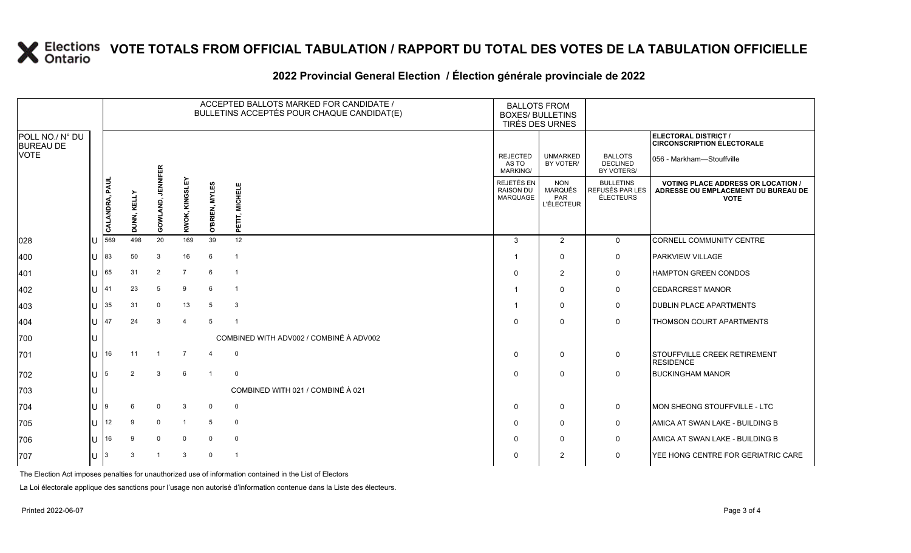# VOTE TOTALS FROM OFFICIAL TABULATION / RAPPORT DU TOTAL DES VOTES DE LA TABULATION OFFICIELLE

## 2022 Provincial General Election / Élection générale provinciale de 2022

| POLL NO./ N° DU BUREAU DE VOTE | | ACCEPTED BALLOTS MARKED FOR CANDIDATE / BULLETINS ACCEPTÉS POUR CHAQUE CANDIDAT(E) | | | | | | BALLOTS FROM BOXES/ BULLETINS TIRÉS DES URNES | | | ELECTORAL DISTRICT / CIRCONSCRIPTION ÉLECTORALE 056 - Markham—Stouffville |
|---|---|---|---|---|---|---|---|---|---|---|---|
| | | CALANDRA, PAUL | DUNN, KELLY | GOWLAND, JENNIFER | KWOK, KINGSLEY | O'BRIEN, MYLES | PETIT, MICHELE | REJECTED AS TO MARKING/ REJETÉS EN RAISON DU MARQUAGE | UNMARKED BY VOTER/ NON MARQUÉS PAR L'ÉLECTEUR | BALLOTS DECLINED BY VOTERS/ BULLETINS REFUSÉS PAR LES ÉLECTEURS | VOTING PLACE ADDRESS OR LOCATION / ADRESSE OU EMPLACEMENT DU BUREAU DE VOTE |
| 028 | U | 569 | 498 | 20 | 169 | 39 | 12 | 3 | 2 | 0 | CORNELL COMMUNITY CENTRE |
| 400 | U | 83 | 50 | 3 | 16 | 6 | 1 | 1 | 0 | 0 | PARKVIEW VILLAGE |
| 401 | U | 65 | 31 | 2 | 7 | 6 | 1 | 0 | 2 | 0 | HAMPTON GREEN CONDOS |
| 402 | U | 41 | 23 | 5 | 9 | 6 | 1 | 1 | 0 | 0 | CEDARCREST MANOR |
| 403 | U | 35 | 31 | 0 | 13 | 5 | 3 | 1 | 0 | 0 | DUBLIN PLACE APARTMENTS |
| 404 | U | 47 | 24 | 3 | 4 | 5 | 1 | 0 | 0 | 0 | THOMSON COURT APARTMENTS |
| 700 | U | COMBINED WITH ADV002 / COMBINÉ À ADV002 | | | | | | | | | |
| 701 | U | 16 | 11 | 1 | 7 | 4 | 0 | 0 | 0 | 0 | STOUFFVILLE CREEK RETIREMENT RESIDENCE |
| 702 | U | 5 | 2 | 3 | 6 | 1 | 0 | 0 | 0 | 0 | BUCKINGHAM MANOR |
| 703 | U | COMBINED WITH 021 / COMBINÉ À 021 | | | | | | | | | |
| 704 | U | 9 | 6 | 0 | 3 | 0 | 0 | 0 | 0 | 0 | MON SHEONG STOUFFVILLE - LTC |
| 705 | U | 12 | 9 | 0 | 1 | 5 | 0 | 0 | 0 | 0 | AMICA AT SWAN LAKE - BUILDING B |
| 706 | U | 16 | 9 | 0 | 0 | 0 | 0 | 0 | 0 | 0 | AMICA AT SWAN LAKE - BUILDING B |
| 707 | U | 3 | 3 | 1 | 3 | 0 | 1 | 0 | 2 | 0 | YEE HONG CENTRE FOR GERIATRIC CARE |

The Election Act imposes penalties for unauthorized use of information contained in the List of Electors

La Loi électorale applique des sanctions pour l'usage non autorisé d'information contenue dans la Liste des électeurs.

Printed 2022-06-07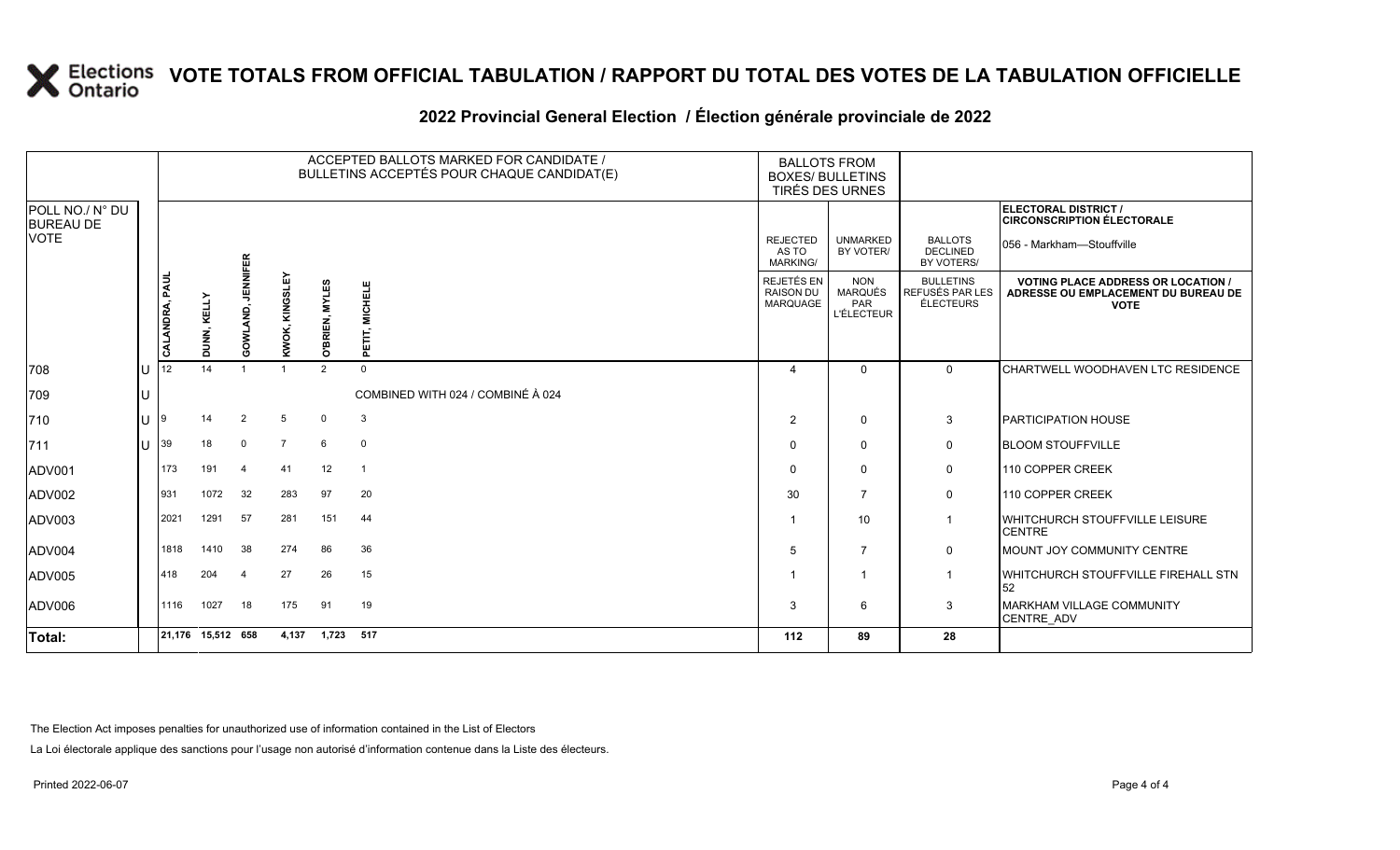# VOTE TOTALS FROM OFFICIAL TABULATION / RAPPORT DU TOTAL DES VOTES DE LA TABULATION OFFICIELLE

## 2022 Provincial General Election / Élection générale provinciale de 2022

| POLL NO./ N° DU BUREAU DE VOTE | | ACCEPTED BALLOTS MARKED FOR CANDIDATE / BULLETINS ACCEPTÉS POUR CHAQUE CANDIDAT(E) | | | | | | BALLOTS FROM BOXES/ BULLETINS TIRÉS DES URNES | | | ELECTORAL DISTRICT / CIRCONSCRIPTION ÉLECTORALE 056 - Markham—Stouffville |
|---|---|---|---|---|---|---|---|---|---|---|---|
| | | CALANDRA, PAUL | DUNN, KELLY | GOWLAND, JENNIFER | KWOK, KINGSLEY | O'BRIEN, MYLES | PETIT, MICHELE | REJECTED AS TO MARKING/ REJETÉS EN RAISON DU MARQUAGE | UNMARKED BY VOTER/ NON MARQUÉS PAR L'ÉLECTEUR | BALLOTS DECLINED BY VOTERS/ BULLETINS REFUSÉS PAR LES ÉLECTEURS | VOTING PLACE ADDRESS OR LOCATION / ADRESSE OU EMPLACEMENT DU BUREAU DE VOTE |
| 708 | U | 12 | 14 | 1 | 1 | 2 | 0 | 4 | 0 | 0 | CHARTWELL WOODHAVEN LTC RESIDENCE |
| 709 | U | COMBINED WITH 024 / COMBINÉ À 024 | | | | | | | | | |
| 710 | U | 9 | 14 | 2 | 5 | 0 | 3 | 2 | 0 | 3 | PARTICIPATION HOUSE |
| 711 | U | 39 | 18 | 0 | 7 | 6 | 0 | 0 | 0 | 0 | BLOOM STOUFFVILLE |
| ADV001 | | 173 | 191 | 4 | 41 | 12 | 1 | 0 | 0 | 0 | 110 COPPER CREEK |
| ADV002 | | 931 | 1072 | 32 | 283 | 97 | 20 | 30 | 7 | 0 | 110 COPPER CREEK |
| ADV003 | | 2021 | 1291 | 57 | 281 | 151 | 44 | 1 | 10 | 1 | WHITCHURCH STOUFFVILLE LEISURE CENTRE |
| ADV004 | | 1818 | 1410 | 38 | 274 | 86 | 36 | 5 | 7 | 0 | MOUNT JOY COMMUNITY CENTRE |
| ADV005 | | 418 | 204 | 4 | 27 | 26 | 15 | 1 | 1 | 1 | WHITCHURCH STOUFFVILLE FIREHALL STN 52 |
| ADV006 | | 1116 | 1027 | 18 | 175 | 91 | 19 | 3 | 6 | 3 | MARKHAM VILLAGE COMMUNITY CENTRE_ADV |
| **Total:** | | **21,176** | **15,512** | **658** | **4,137** | **1,723** | **517** | **112** | **89** | **28** | |

The Election Act imposes penalties for unauthorized use of information contained in the List of Electors

La Loi électorale applique des sanctions pour l'usage non autorisé d'information contenue dans la Liste des électeurs.

Printed 2022-06-07